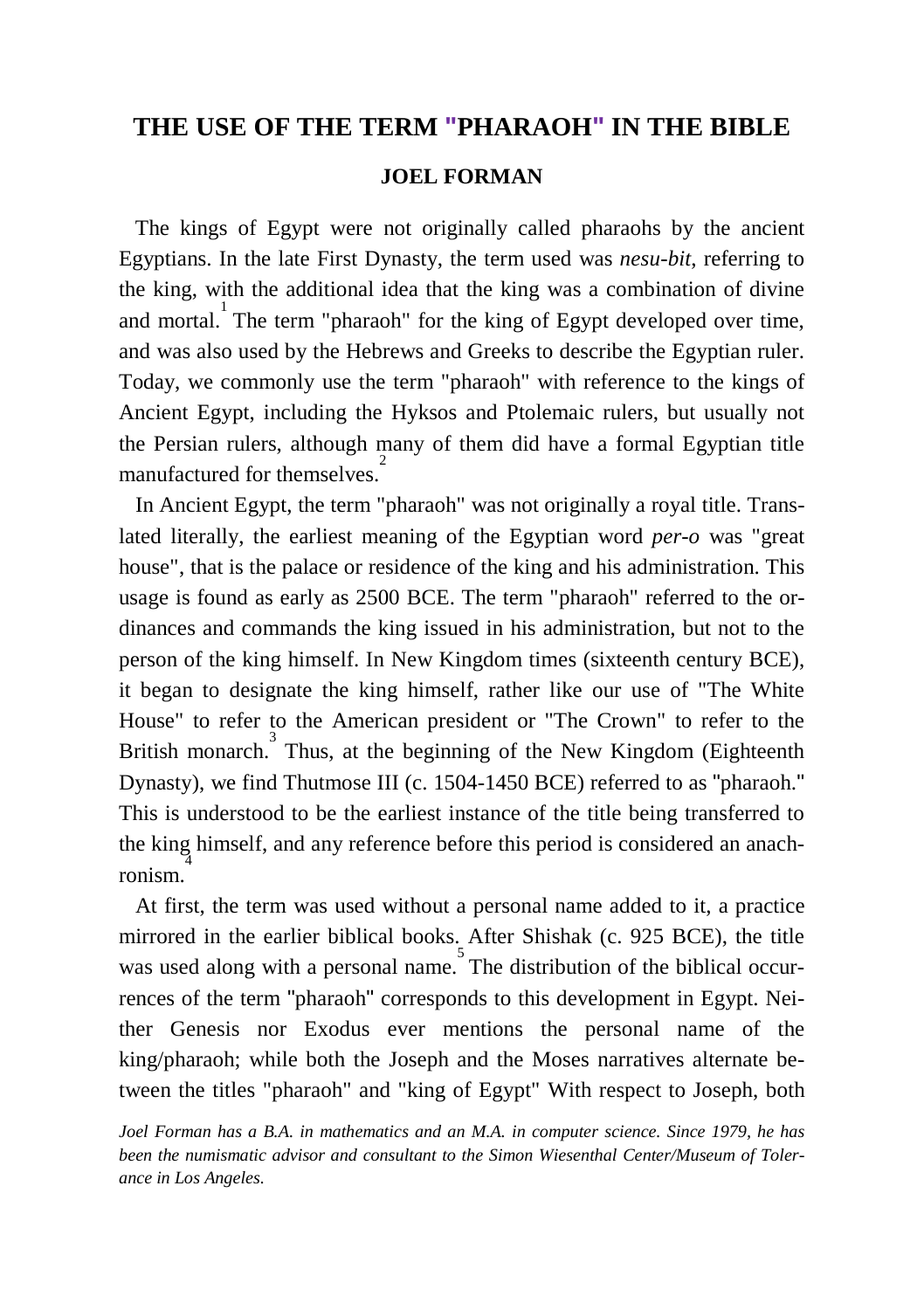# THE USE OF THE TERM "PHARAOH" IN THE BIBLE

## JOEL FORMAN

The kings of Egypt were not originally called pharaohs by the ancient Egyptians. In the late First Dynasty, the term used was *nesu-bit*, referring to the king, with the additional idea that the king was a combination of divine and mortal.[1] The term "pharaoh" for the king of Egypt developed over time, and was also used by the Hebrews and Greeks to describe the Egyptian ruler. Today, we commonly use the term "pharaoh" with reference to the kings of Ancient Egypt, including the Hyksos and Ptolemaic rulers, but usually not the Persian rulers, although many of them did have a formal Egyptian title manufactured for themselves.[2]

In Ancient Egypt, the term "pharaoh" was not originally a royal title. Translated literally, the earliest meaning of the Egyptian word *per-o* was "great house", that is the palace or residence of the king and his administration. This usage is found as early as 2500 BCE. The term "pharaoh" referred to the ordinances and commands the king issued in his administration, but not to the person of the king himself. In New Kingdom times (sixteenth century BCE), it began to designate the king himself, rather like our use of "The White House" to refer to the American president or "The Crown" to refer to the British monarch.[3] Thus, at the beginning of the New Kingdom (Eighteenth Dynasty), we find Thutmose III (c. 1504-1450 BCE) referred to as "pharaoh." This is understood to be the earliest instance of the title being transferred to the king himself, and any reference before this period is considered an anachronism.[4]

At first, the term was used without a personal name added to it, a practice mirrored in the earlier biblical books. After Shishak (c. 925 BCE), the title was used along with a personal name.[5] The distribution of the biblical occurrences of the term "pharaoh" corresponds to this development in Egypt. Neither Genesis nor Exodus ever mentions the personal name of the king/pharaoh; while both the Joseph and the Moses narratives alternate between the titles "pharaoh" and "king of Egypt" With respect to Joseph, both

*Joel Forman has a B.A. in mathematics and an M.A. in computer science. Since 1979, he has been the numismatic advisor and consultant to the Simon Wiesenthal Center/Museum of Tolerance in Los Angeles.*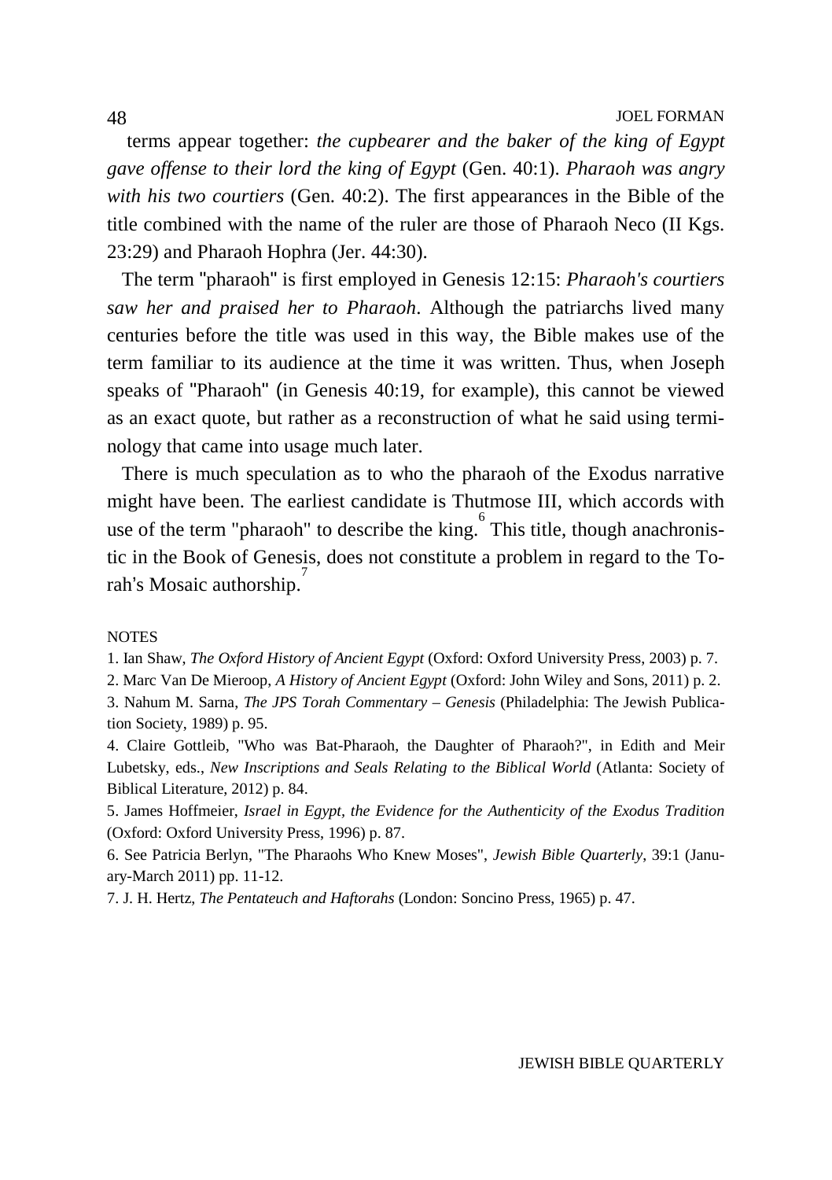terms appear together: *the cupbearer and the baker of the king of Egypt gave offense to their lord the king of Egypt* (Gen. 40:1). *Pharaoh was angry with his two courtiers* (Gen. 40:2). The first appearances in the Bible of the title combined with the name of the ruler are those of Pharaoh Neco (II Kgs. 23:29) and Pharaoh Hophra (Jer. 44:30).

The term "pharaoh" is first employed in Genesis 12:15: *Pharaoh's courtiers saw her and praised her to Pharaoh*. Although the patriarchs lived many centuries before the title was used in this way, the Bible makes use of the term familiar to its audience at the time it was written. Thus, when Joseph speaks of "Pharaoh" (in Genesis 40:19, for example), this cannot be viewed as an exact quote, but rather as a reconstruction of what he said using terminology that came into usage much later.

There is much speculation as to who the pharaoh of the Exodus narrative might have been. The earliest candidate is Thutmose III, which accords with use of the term "pharaoh" to describe the king.[6] This title, though anachronistic in the Book of Genesis, does not constitute a problem in regard to the Torah's Mosaic authorship.[7]

NOTES

1. Ian Shaw, *The Oxford History of Ancient Egypt* (Oxford: Oxford University Press, 2003) p. 7.
2. Marc Van De Mieroop, *A History of Ancient Egypt* (Oxford: John Wiley and Sons, 2011) p. 2.
3. Nahum M. Sarna, *The JPS Torah Commentary – Genesis* (Philadelphia: The Jewish Publication Society, 1989) p. 95.
4. Claire Gottlieb, "Who was Bat-Pharaoh, the Daughter of Pharaoh?", in Edith and Meir Lubetsky, eds., *New Inscriptions and Seals Relating to the Biblical World* (Atlanta: Society of Biblical Literature, 2012) p. 84.
5. James Hoffmeier, *Israel in Egypt, the Evidence for the Authenticity of the Exodus Tradition* (Oxford: Oxford University Press, 1996) p. 87.
6. See Patricia Berlyn, "The Pharaohs Who Knew Moses", *Jewish Bible Quarterly*, 39:1 (January-March 2011) pp. 11-12.
7. J. H. Hertz, *The Pentateuch and Haftorahs* (London: Soncino Press, 1965) p. 47.